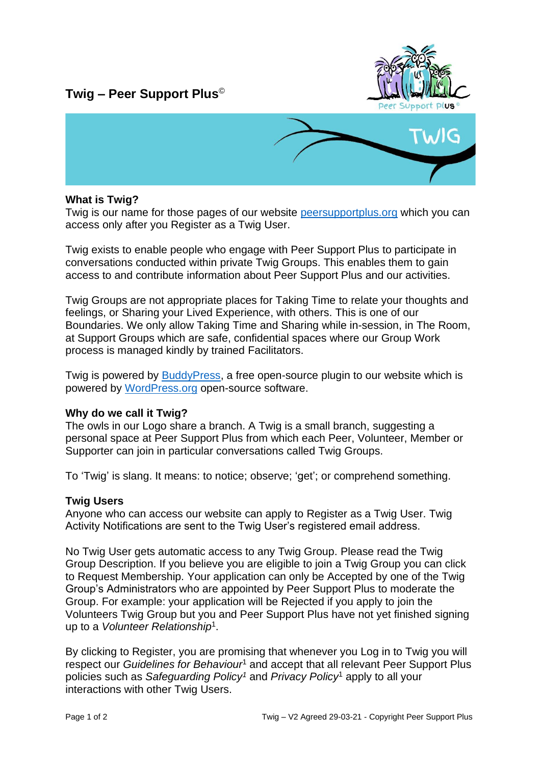# Twig – Peer Support Plus©

## What is Twig?

Twig is our name for those pages of our website [peersupportplus.org](peersupportplus.org) which you can access only after you Register as a Twig User.

Twig exists to enable people who engage with Peer Support Plus to participate in conversations conducted within private Twig Groups. This enables them to gain access to and contribute information about Peer Support Plus and our activities.

Twig Groups are not appropriate places for Taking Time to relate your thoughts and feelings, or Sharing your Lived Experience, with others. This is one of our Boundaries. We only allow Taking Time and Sharing while in-session, in The Room, at Support Groups which are safe, confidential spaces where our Group Work process is managed kindly by trained Facilitators.

Twig is powered by [BuddyPress](BuddyPress), a free open-source plugin to our website which is powered by [WordPress.org](WordPress.org) open-source software.

## Why do we call it Twig?

The owls in our Logo share a branch. A Twig is a small branch, suggesting a personal space at Peer Support Plus from which each Peer, Volunteer, Member or Supporter can join in particular conversations called Twig Groups.

To 'Twig' is slang. It means: to notice; observe; 'get'; or comprehend something.

## Twig Users

Anyone who can access our website can apply to Register as a Twig User. Twig Activity Notifications are sent to the Twig User's registered email address.

No Twig User gets automatic access to any Twig Group. Please read the Twig Group Description. If you believe you are eligible to join a Twig Group you can click to Request Membership. Your application can only be Accepted by one of the Twig Group's Administrators who are appointed by Peer Support Plus to moderate the Group. For example: your application will be Rejected if you apply to join the Volunteers Twig Group but you and Peer Support Plus have not yet finished signing up to a *Volunteer Relationship*[1].

By clicking to Register, you are promising that whenever you Log in to Twig you will respect our *Guidelines for Behaviour*[1] and accept that all relevant Peer Support Plus policies such as *Safeguarding Policy*[1] and *Privacy Policy*[1] apply to all your interactions with other Twig Users.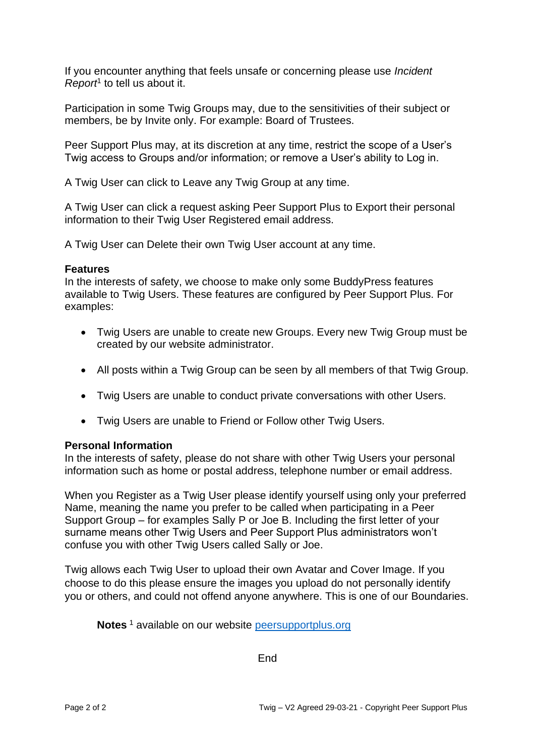If you encounter anything that feels unsafe or concerning please use *Incident Report*[1] to tell us about it.

Participation in some Twig Groups may, due to the sensitivities of their subject or members, be by Invite only. For example: Board of Trustees.

Peer Support Plus may, at its discretion at any time, restrict the scope of a User's Twig access to Groups and/or information; or remove a User's ability to Log in.

A Twig User can click to Leave any Twig Group at any time.

A Twig User can click a request asking Peer Support Plus to Export their personal information to their Twig User Registered email address.

A Twig User can Delete their own Twig User account at any time.

**Features**

In the interests of safety, we choose to make only some BuddyPress features available to Twig Users. These features are configured by Peer Support Plus. For examples:

- Twig Users are unable to create new Groups. Every new Twig Group must be created by our website administrator.
- All posts within a Twig Group can be seen by all members of that Twig Group.
- Twig Users are unable to conduct private conversations with other Users.
- Twig Users are unable to Friend or Follow other Twig Users.

**Personal Information**

In the interests of safety, please do not share with other Twig Users your personal information such as home or postal address, telephone number or email address.

When you Register as a Twig User please identify yourself using only your preferred Name, meaning the name you prefer to be called when participating in a Peer Support Group – for examples Sally P or Joe B. Including the first letter of your surname means other Twig Users and Peer Support Plus administrators won't confuse you with other Twig Users called Sally or Joe.

Twig allows each Twig User to upload their own Avatar and Cover Image. If you choose to do this please ensure the images you upload do not personally identify you or others, and could not offend anyone anywhere. This is one of our Boundaries.

**Notes** [1] available on our website [peersupportplus.org](https://peersupportplus.org)

End